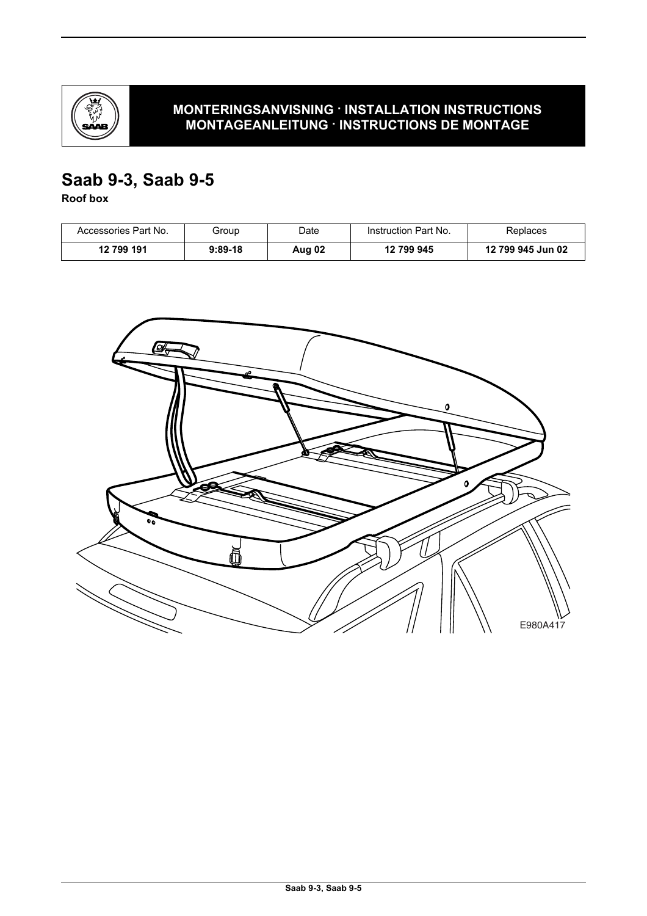**MONTERINGSANVISNING · INSTALLATION INSTRUCTIONS**
**MONTAGEANLEITUNG · INSTRUCTIONS DE MONTAGE**

# Saab 9-3, Saab 9-5

**Roof box**

| Accessories Part No. | Group | Date | Instruction Part No. | Replaces |
|---|---|---|---|---|
| **12 799 191** | **9:89-18** | **Aug 02** | **12 799 945** | **12 799 945 Jun 02** |

E980A417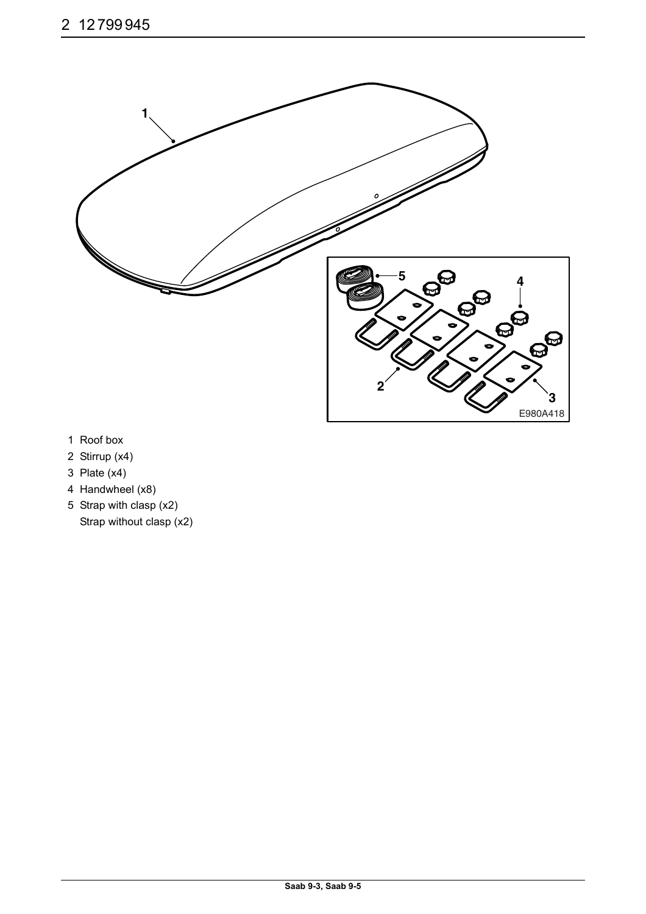1 Roof box

2 Stirrup (x4)

3 Plate (x4)

4 Handwheel (x8)

5 Strap with clasp (x2)
Strap without clasp (x2)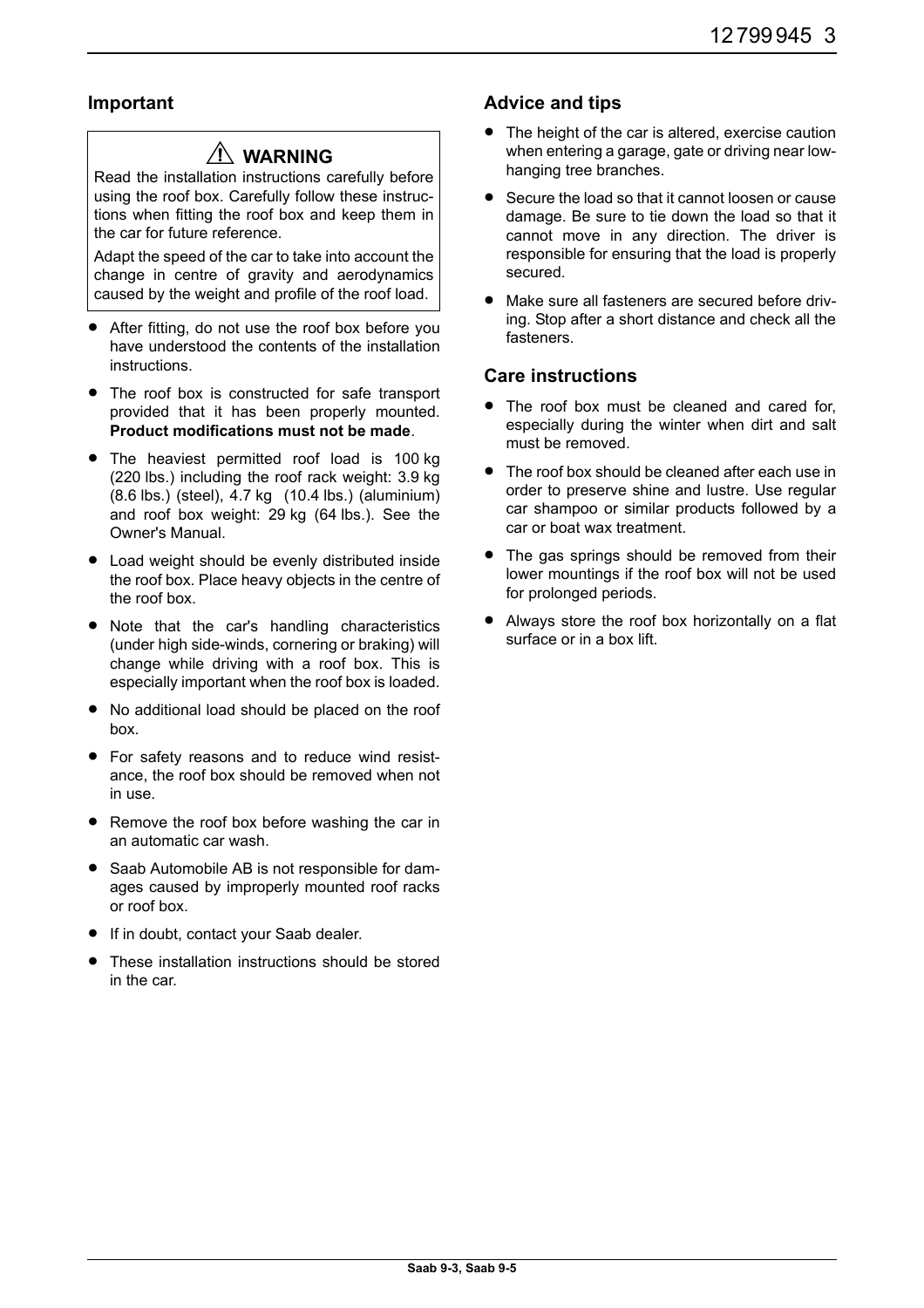## Important

> ⚠ **WARNING**
>
> Read the installation instructions carefully before using the roof box. Carefully follow these instructions when fitting the roof box and keep them in the car for future reference.
>
> Adapt the speed of the car to take into account the change in centre of gravity and aerodynamics caused by the weight and profile of the roof load.

- After fitting, do not use the roof box before you have understood the contents of the installation instructions.
- The roof box is constructed for safe transport provided that it has been properly mounted. **Product modifications must not be made**.
- The heaviest permitted roof load is 100 kg (220 lbs.) including the roof rack weight: 3.9 kg (8.6 lbs.) (steel), 4.7 kg (10.4 lbs.) (aluminium) and roof box weight: 29 kg (64 lbs.). See the Owner's Manual.
- Load weight should be evenly distributed inside the roof box. Place heavy objects in the centre of the roof box.
- Note that the car's handling characteristics (under high side-winds, cornering or braking) will change while driving with a roof box. This is especially important when the roof box is loaded.
- No additional load should be placed on the roof box.
- For safety reasons and to reduce wind resistance, the roof box should be removed when not in use.
- Remove the roof box before washing the car in an automatic car wash.
- Saab Automobile AB is not responsible for damages caused by improperly mounted roof racks or roof box.
- If in doubt, contact your Saab dealer.
- These installation instructions should be stored in the car.

## Advice and tips

- The height of the car is altered, exercise caution when entering a garage, gate or driving near low-hanging tree branches.
- Secure the load so that it cannot loosen or cause damage. Be sure to tie down the load so that it cannot move in any direction. The driver is responsible for ensuring that the load is properly secured.
- Make sure all fasteners are secured before driving. Stop after a short distance and check all the fasteners.

## Care instructions

- The roof box must be cleaned and cared for, especially during the winter when dirt and salt must be removed.
- The roof box should be cleaned after each use in order to preserve shine and lustre. Use regular car shampoo or similar products followed by a car or boat wax treatment.
- The gas springs should be removed from their lower mountings if the roof box will not be used for prolonged periods.
- Always store the roof box horizontally on a flat surface or in a box lift.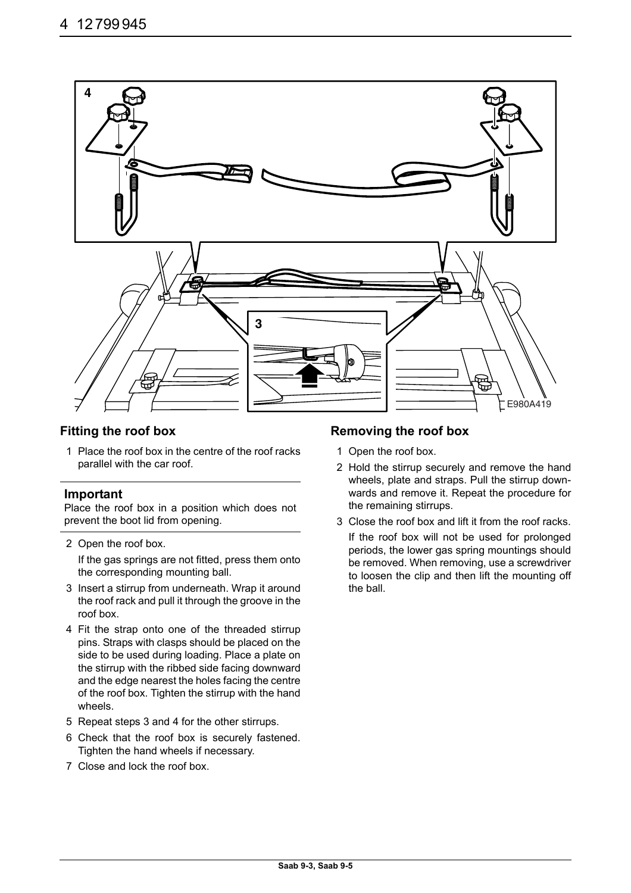## Fitting the roof box

1. Place the roof box in the centre of the roof racks parallel with the car roof.

---

**Important**

Place the roof box in a position which does not prevent the boot lid from opening.

---

2. Open the roof box.

   If the gas springs are not fitted, press them onto the corresponding mounting ball.

3. Insert a stirrup from underneath. Wrap it around the roof rack and pull it through the groove in the roof box.

4. Fit the strap onto one of the threaded stirrup pins. Straps with clasps should be placed on the side to be used during loading. Place a plate on the stirrup with the ribbed side facing downward and the edge nearest the holes facing the centre of the roof box. Tighten the stirrup with the hand wheels.

5. Repeat steps 3 and 4 for the other stirrups.

6. Check that the roof box is securely fastened. Tighten the hand wheels if necessary.

7. Close and lock the roof box.

## Removing the roof box

1. Open the roof box.

2. Hold the stirrup securely and remove the hand wheels, plate and straps. Pull the stirrup downwards and remove it. Repeat the procedure for the remaining stirrups.

3. Close the roof box and lift it from the roof racks.

   If the roof box will not be used for prolonged periods, the lower gas spring mountings should be removed. When removing, use a screwdriver to loosen the clip and then lift the mounting off the ball.